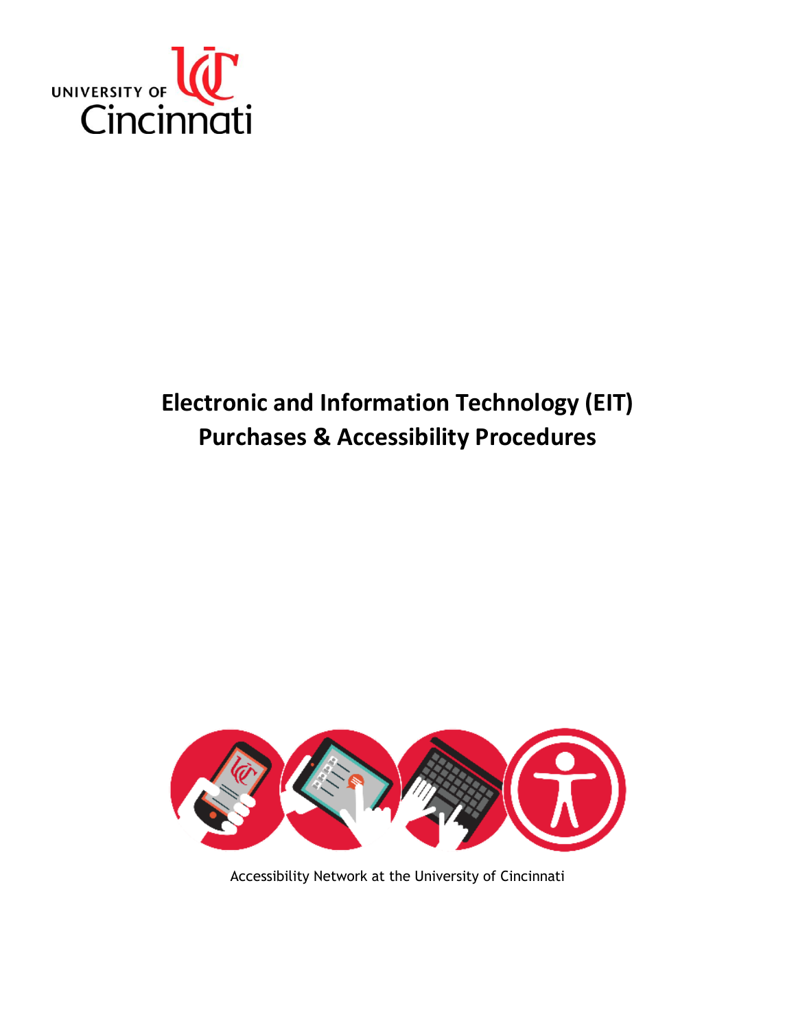UNIVERSITY OF Cincinnati

# Electronic and Information Technology (EIT) Purchases & Accessibility Procedures

Accessibility Network at the University of Cincinnati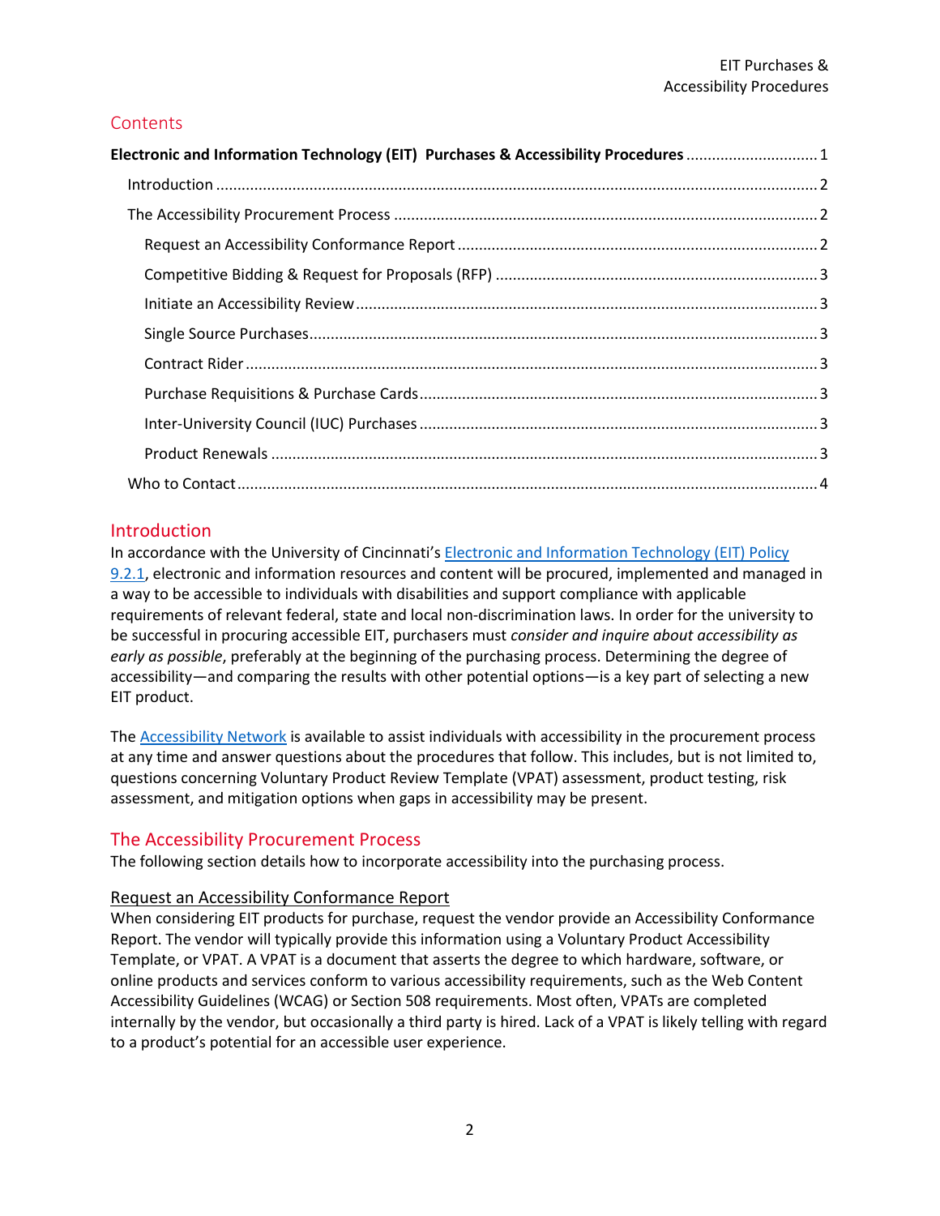## Contents

**Electronic and Information Technology (EIT) Purchases & Accessibility Procedures** ............................... 1

- Introduction ........................................................................................................................................... 2
- The Accessibility Procurement Process .................................................................................................. 2
  - Request an Accessibility Conformance Report .................................................................................... 2
  - Competitive Bidding & Request for Proposals (RFP) ........................................................................... 3
  - Initiate an Accessibility Review ........................................................................................................... 3
  - Single Source Purchases...................................................................................................................... 3
  - Contract Rider ..................................................................................................................................... 3
  - Purchase Requisitions & Purchase Cards............................................................................................. 3
  - Inter-University Council (IUC) Purchases ............................................................................................ 3
  - Product Renewals ............................................................................................................................... 3
- Who to Contact....................................................................................................................................... 4

## Introduction

In accordance with the University of Cincinnati's [Electronic and Information Technology (EIT) Policy 9.2.1](), electronic and information resources and content will be procured, implemented and managed in a way to be accessible to individuals with disabilities and support compliance with applicable requirements of relevant federal, state and local non-discrimination laws. In order for the university to be successful in procuring accessible EIT, purchasers must *consider and inquire about accessibility as early as possible*, preferably at the beginning of the purchasing process. Determining the degree of accessibility—and comparing the results with other potential options—is a key part of selecting a new EIT product.

The [Accessibility Network]() is available to assist individuals with accessibility in the procurement process at any time and answer questions about the procedures that follow. This includes, but is not limited to, questions concerning Voluntary Product Review Template (VPAT) assessment, product testing, risk assessment, and mitigation options when gaps in accessibility may be present.

## The Accessibility Procurement Process

The following section details how to incorporate accessibility into the purchasing process.

### Request an Accessibility Conformance Report

When considering EIT products for purchase, request the vendor provide an Accessibility Conformance Report. The vendor will typically provide this information using a Voluntary Product Accessibility Template, or VPAT. A VPAT is a document that asserts the degree to which hardware, software, or online products and services conform to various accessibility requirements, such as the Web Content Accessibility Guidelines (WCAG) or Section 508 requirements. Most often, VPATs are completed internally by the vendor, but occasionally a third party is hired. Lack of a VPAT is likely telling with regard to a product's potential for an accessible user experience.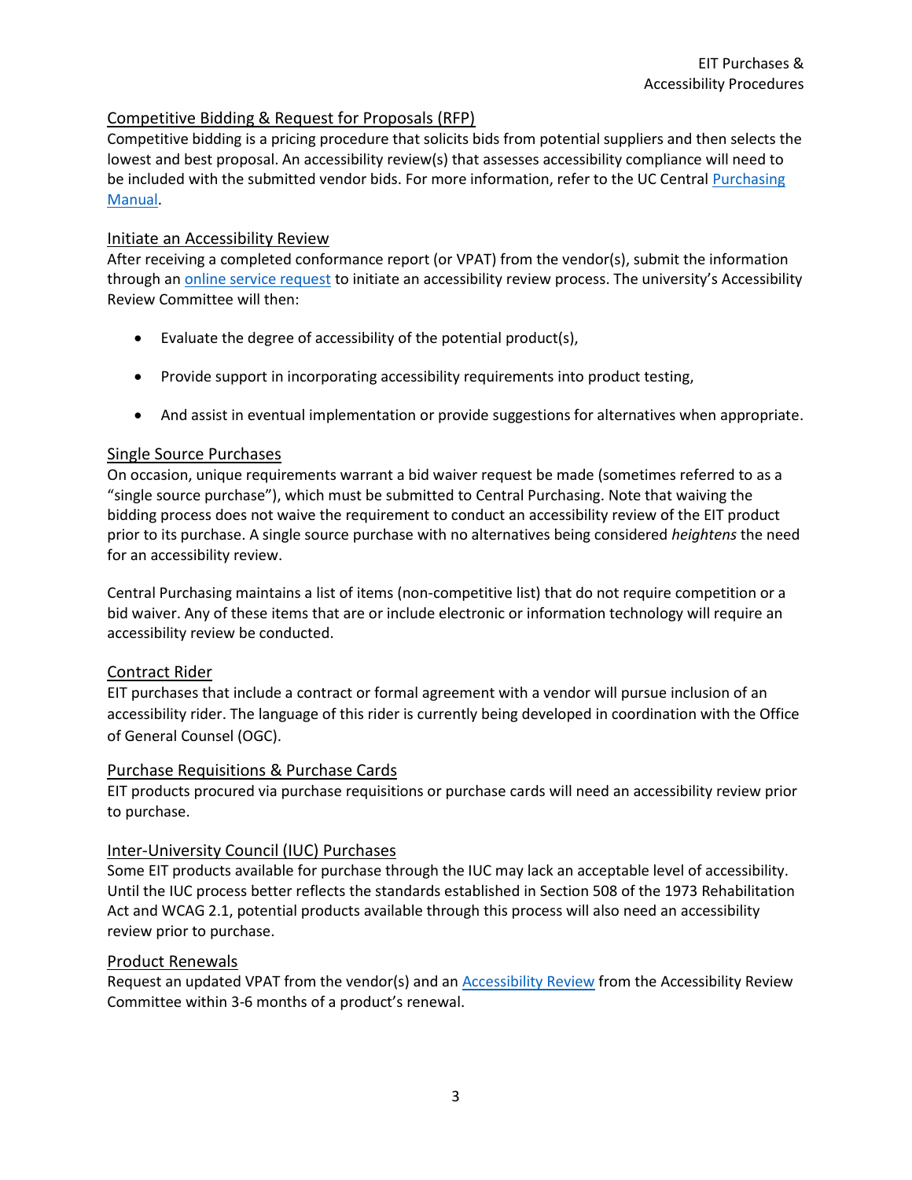## Competitive Bidding & Request for Proposals (RFP)

Competitive bidding is a pricing procedure that solicits bids from potential suppliers and then selects the lowest and best proposal. An accessibility review(s) that assesses accessibility compliance will need to be included with the submitted vendor bids. For more information, refer to the UC Central Purchasing Manual.

## Initiate an Accessibility Review

After receiving a completed conformance report (or VPAT) from the vendor(s), submit the information through an online service request to initiate an accessibility review process. The university's Accessibility Review Committee will then:

- Evaluate the degree of accessibility of the potential product(s),
- Provide support in incorporating accessibility requirements into product testing,
- And assist in eventual implementation or provide suggestions for alternatives when appropriate.

## Single Source Purchases

On occasion, unique requirements warrant a bid waiver request be made (sometimes referred to as a "single source purchase"), which must be submitted to Central Purchasing. Note that waiving the bidding process does not waive the requirement to conduct an accessibility review of the EIT product prior to its purchase. A single source purchase with no alternatives being considered *heightens* the need for an accessibility review.

Central Purchasing maintains a list of items (non-competitive list) that do not require competition or a bid waiver. Any of these items that are or include electronic or information technology will require an accessibility review be conducted.

## Contract Rider

EIT purchases that include a contract or formal agreement with a vendor will pursue inclusion of an accessibility rider. The language of this rider is currently being developed in coordination with the Office of General Counsel (OGC).

## Purchase Requisitions & Purchase Cards

EIT products procured via purchase requisitions or purchase cards will need an accessibility review prior to purchase.

## Inter-University Council (IUC) Purchases

Some EIT products available for purchase through the IUC may lack an acceptable level of accessibility. Until the IUC process better reflects the standards established in Section 508 of the 1973 Rehabilitation Act and WCAG 2.1, potential products available through this process will also need an accessibility review prior to purchase.

## Product Renewals

Request an updated VPAT from the vendor(s) and an Accessibility Review from the Accessibility Review Committee within 3-6 months of a product's renewal.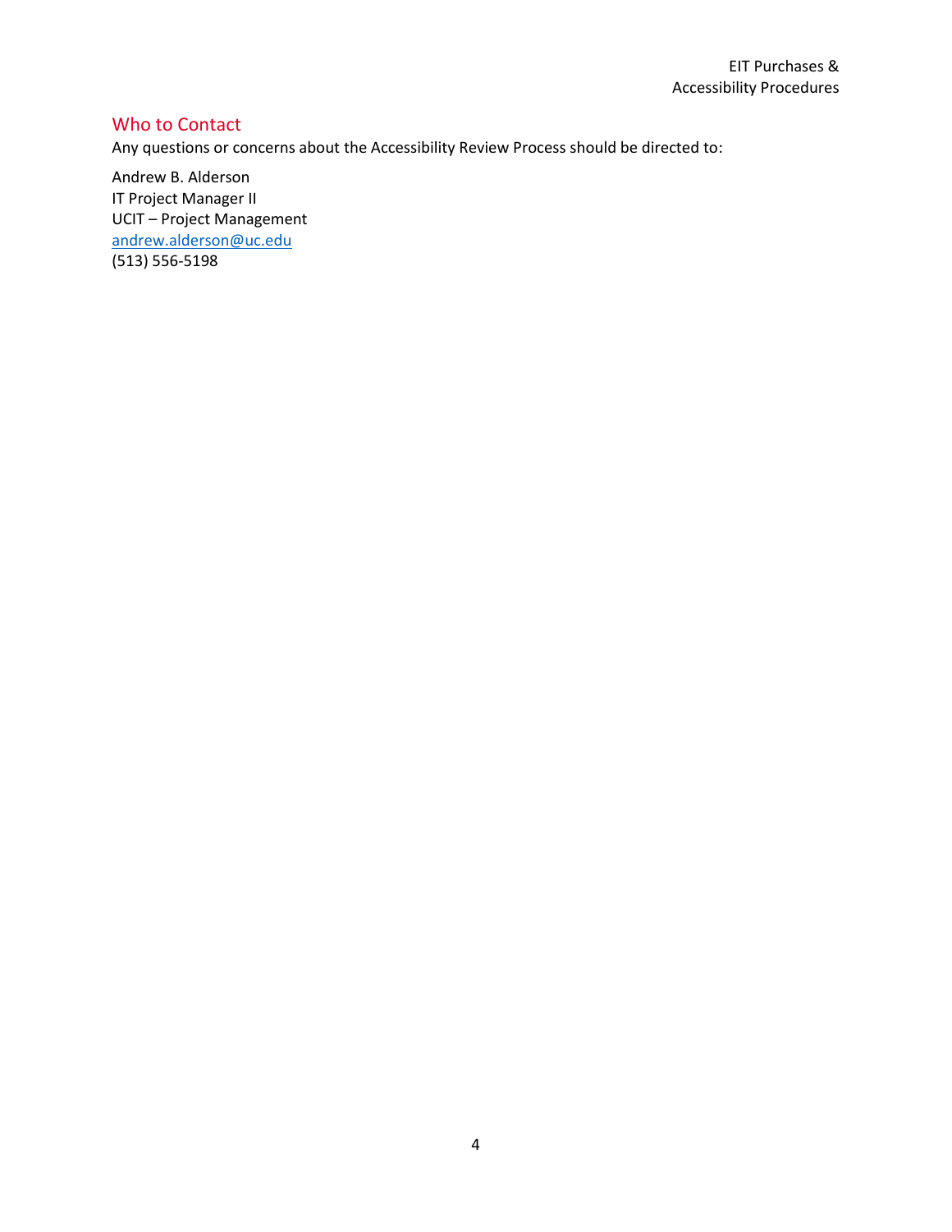## Who to Contact

Any questions or concerns about the Accessibility Review Process should be directed to:

Andrew B. Alderson
IT Project Manager II
UCIT – Project Management
andrew.alderson@uc.edu
(513) 556-5198